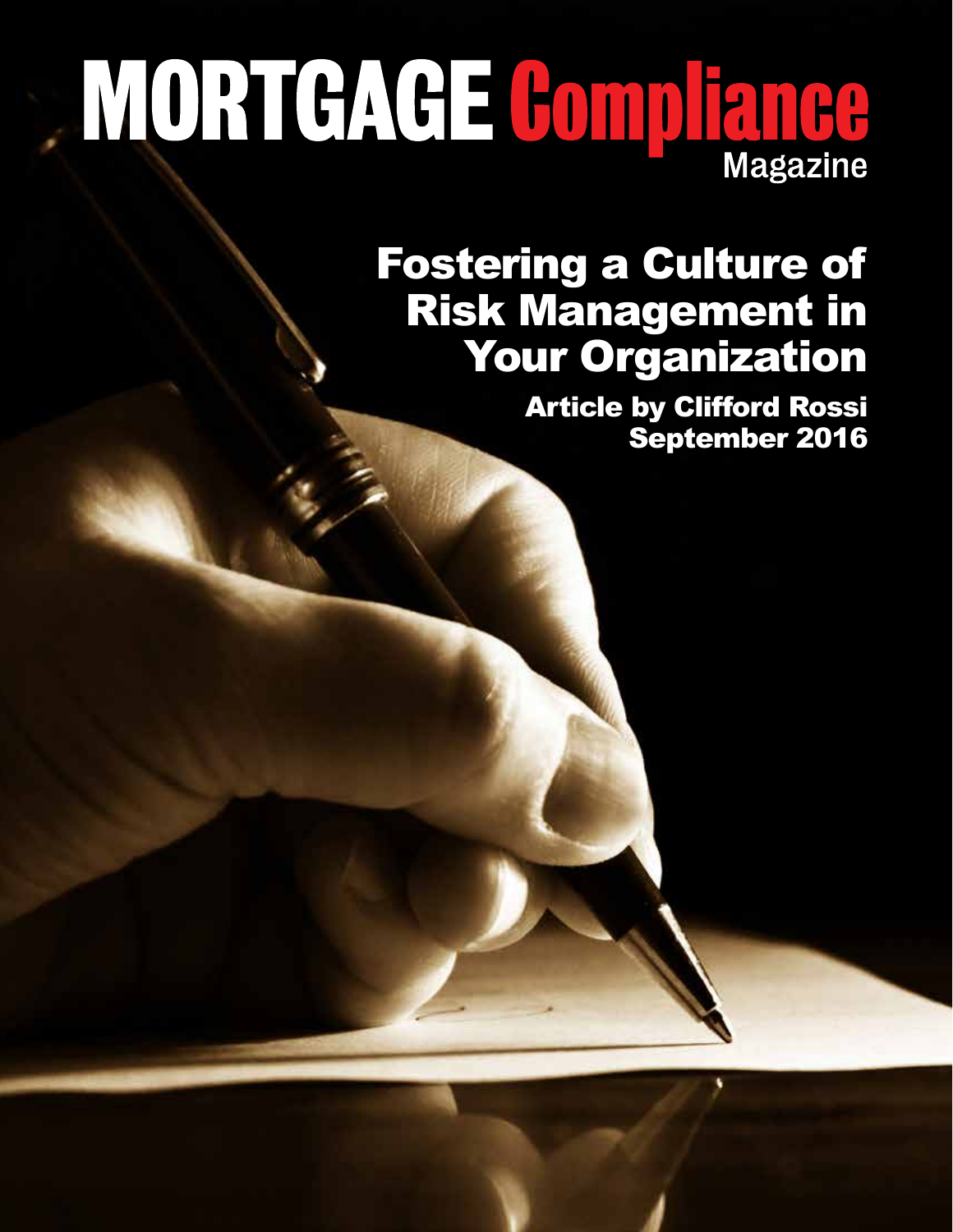# MORTGAGE Compliance Magazine

## Fostering a Culture of Risk Management in Your Organization

**Article by Clifford Rossi**
**September 2016**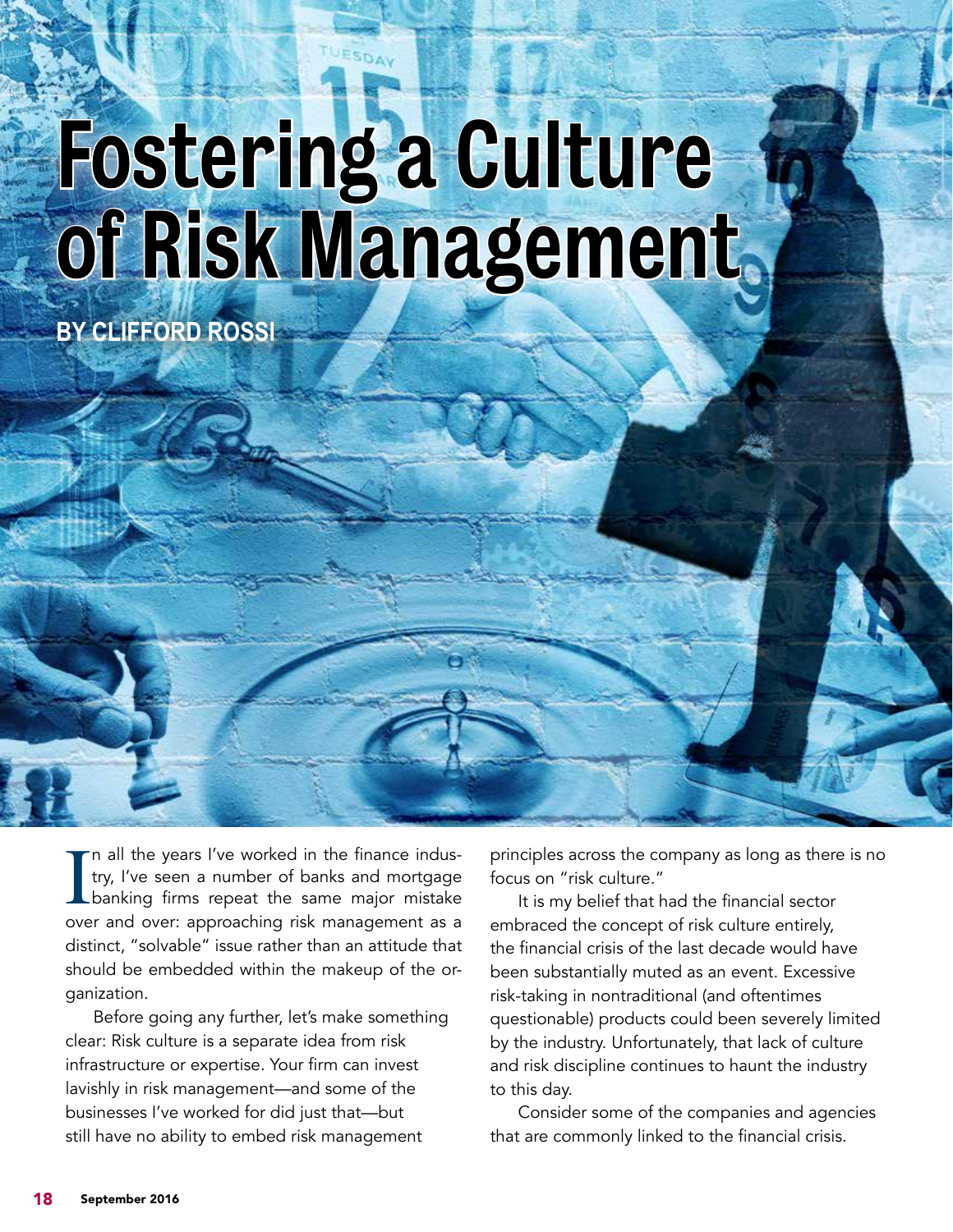# Fostering a Culture of Risk Management

**BY CLIFFORD ROSSI**

In all the years I've worked in the finance industry, I've seen a number of banks and mortgage banking firms repeat the same major mistake over and over: approaching risk management as a distinct, "solvable" issue rather than an attitude that should be embedded within the makeup of the organization.

Before going any further, let's make something clear: Risk culture is a separate idea from risk infrastructure or expertise. Your firm can invest lavishly in risk management—and some of the businesses I've worked for did just that—but still have no ability to embed risk management principles across the company as long as there is no focus on "risk culture."

It is my belief that had the financial sector embraced the concept of risk culture entirely, the financial crisis of the last decade would have been substantially muted as an event. Excessive risk-taking in nontraditional (and oftentimes questionable) products could been severely limited by the industry. Unfortunately, that lack of culture and risk discipline continues to haunt the industry to this day.

Consider some of the companies and agencies that are commonly linked to the financial crisis.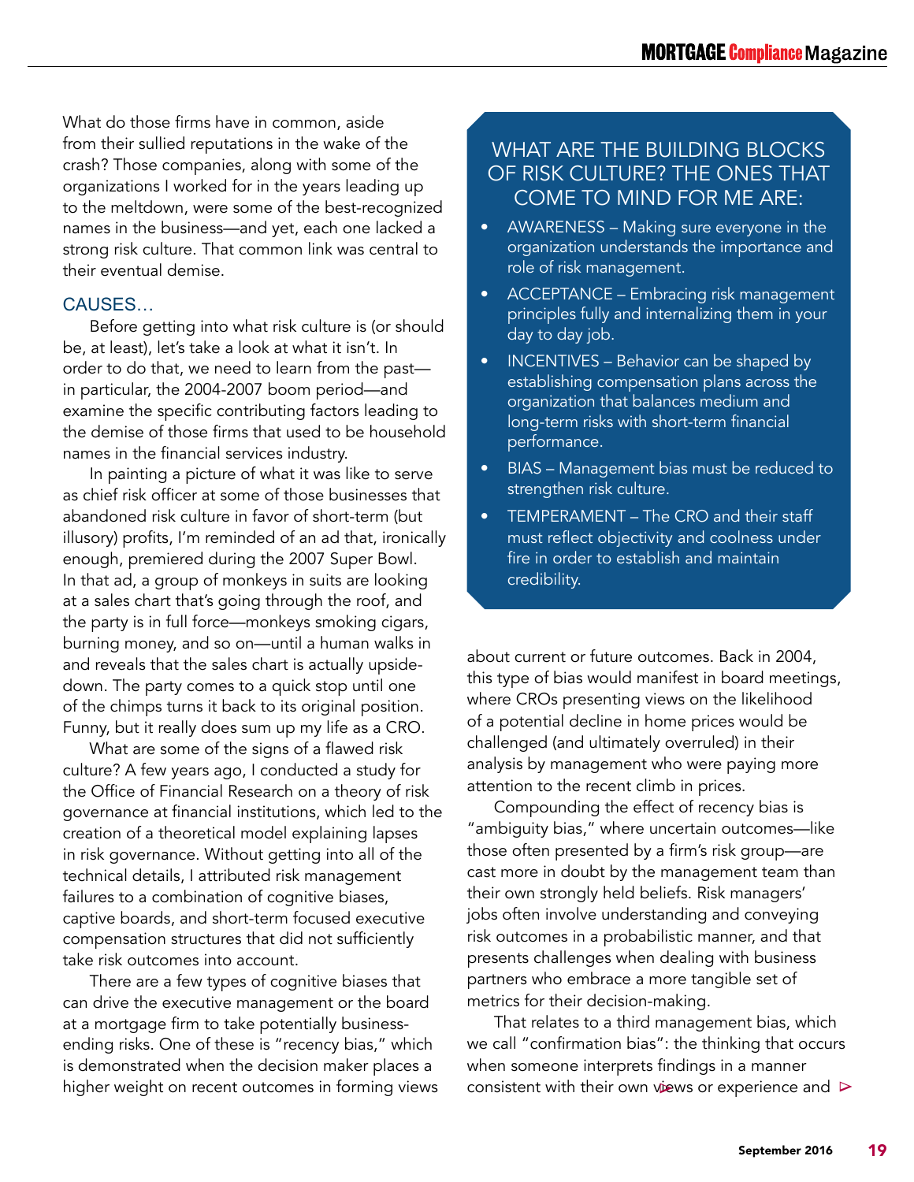What do those firms have in common, aside from their sullied reputations in the wake of the crash? Those companies, along with some of the organizations I worked for in the years leading up to the meltdown, were some of the best-recognized names in the business—and yet, each one lacked a strong risk culture. That common link was central to their eventual demise.

## CAUSES…

Before getting into what risk culture is (or should be, at least), let's take a look at what it isn't. In order to do that, we need to learn from the past—in particular, the 2004-2007 boom period—and examine the specific contributing factors leading to the demise of those firms that used to be household names in the financial services industry.

In painting a picture of what it was like to serve as chief risk officer at some of those businesses that abandoned risk culture in favor of short-term (but illusory) profits, I'm reminded of an ad that, ironically enough, premiered during the 2007 Super Bowl. In that ad, a group of monkeys in suits are looking at a sales chart that's going through the roof, and the party is in full force—monkeys smoking cigars, burning money, and so on—until a human walks in and reveals that the sales chart is actually upside-down. The party comes to a quick stop until one of the chimps turns it back to its original position. Funny, but it really does sum up my life as a CRO.

What are some of the signs of a flawed risk culture? A few years ago, I conducted a study for the Office of Financial Research on a theory of risk governance at financial institutions, which led to the creation of a theoretical model explaining lapses in risk governance. Without getting into all of the technical details, I attributed risk management failures to a combination of cognitive biases, captive boards, and short-term focused executive compensation structures that did not sufficiently take risk outcomes into account.

There are a few types of cognitive biases that can drive the executive management or the board at a mortgage firm to take potentially business-ending risks. One of these is "recency bias," which is demonstrated when the decision maker places a higher weight on recent outcomes in forming views about current or future outcomes. Back in 2004, this type of bias would manifest in board meetings, where CROs presenting views on the likelihood of a potential decline in home prices would be challenged (and ultimately overruled) in their analysis by management who were paying more attention to the recent climb in prices.

Compounding the effect of recency bias is "ambiguity bias," where uncertain outcomes—like those often presented by a firm's risk group—are cast more in doubt by the management team than their own strongly held beliefs. Risk managers' jobs often involve understanding and conveying risk outcomes in a probabilistic manner, and that presents challenges when dealing with business partners who embrace a more tangible set of metrics for their decision-making.

That relates to a third management bias, which we call "confirmation bias": the thinking that occurs when someone interprets findings in a manner consistent with their own views or experience and

### WHAT ARE THE BUILDING BLOCKS OF RISK CULTURE? THE ONES THAT COME TO MIND FOR ME ARE:

- AWARENESS – Making sure everyone in the organization understands the importance and role of risk management.
- ACCEPTANCE – Embracing risk management principles fully and internalizing them in your day to day job.
- INCENTIVES – Behavior can be shaped by establishing compensation plans across the organization that balances medium and long-term risks with short-term financial performance.
- BIAS – Management bias must be reduced to strengthen risk culture.
- TEMPERAMENT – The CRO and their staff must reflect objectivity and coolness under fire in order to establish and maintain credibility.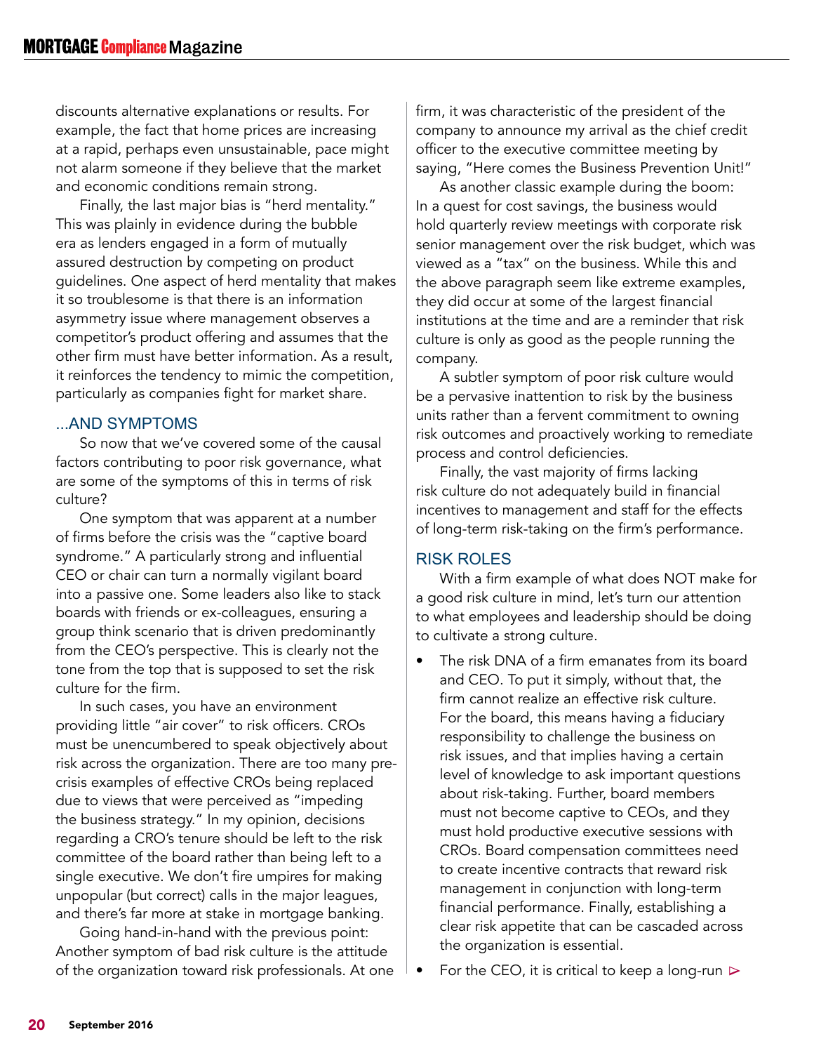discounts alternative explanations or results. For example, the fact that home prices are increasing at a rapid, perhaps even unsustainable, pace might not alarm someone if they believe that the market and economic conditions remain strong.

Finally, the last major bias is "herd mentality." This was plainly in evidence during the bubble era as lenders engaged in a form of mutually assured destruction by competing on product guidelines. One aspect of herd mentality that makes it so troublesome is that there is an information asymmetry issue where management observes a competitor's product offering and assumes that the other firm must have better information. As a result, it reinforces the tendency to mimic the competition, particularly as companies fight for market share.

## ...AND SYMPTOMS

So now that we've covered some of the causal factors contributing to poor risk governance, what are some of the symptoms of this in terms of risk culture?

One symptom that was apparent at a number of firms before the crisis was the "captive board syndrome." A particularly strong and influential CEO or chair can turn a normally vigilant board into a passive one. Some leaders also like to stack boards with friends or ex-colleagues, ensuring a group think scenario that is driven predominantly from the CEO's perspective. This is clearly not the tone from the top that is supposed to set the risk culture for the firm.

In such cases, you have an environment providing little "air cover" to risk officers. CROs must be unencumbered to speak objectively about risk across the organization. There are too many pre-crisis examples of effective CROs being replaced due to views that were perceived as "impeding the business strategy." In my opinion, decisions regarding a CRO's tenure should be left to the risk committee of the board rather than being left to a single executive. We don't fire umpires for making unpopular (but correct) calls in the major leagues, and there's far more at stake in mortgage banking.

Going hand-in-hand with the previous point: Another symptom of bad risk culture is the attitude of the organization toward risk professionals. At one firm, it was characteristic of the president of the company to announce my arrival as the chief credit officer to the executive committee meeting by saying, "Here comes the Business Prevention Unit!"

As another classic example during the boom: In a quest for cost savings, the business would hold quarterly review meetings with corporate risk senior management over the risk budget, which was viewed as a "tax" on the business. While this and the above paragraph seem like extreme examples, they did occur at some of the largest financial institutions at the time and are a reminder that risk culture is only as good as the people running the company.

A subtler symptom of poor risk culture would be a pervasive inattention to risk by the business units rather than a fervent commitment to owning risk outcomes and proactively working to remediate process and control deficiencies.

Finally, the vast majority of firms lacking risk culture do not adequately build in financial incentives to management and staff for the effects of long-term risk-taking on the firm's performance.

## RISK ROLES

With a firm example of what does NOT make for a good risk culture in mind, let's turn our attention to what employees and leadership should be doing to cultivate a strong culture.

- The risk DNA of a firm emanates from its board and CEO. To put it simply, without that, the firm cannot realize an effective risk culture. For the board, this means having a fiduciary responsibility to challenge the business on risk issues, and that implies having a certain level of knowledge to ask important questions about risk-taking. Further, board members must not become captive to CEOs, and they must hold productive executive sessions with CROs. Board compensation committees need to create incentive contracts that reward risk management in conjunction with long-term financial performance. Finally, establishing a clear risk appetite that can be cascaded across the organization is essential.
- For the CEO, it is critical to keep a long-run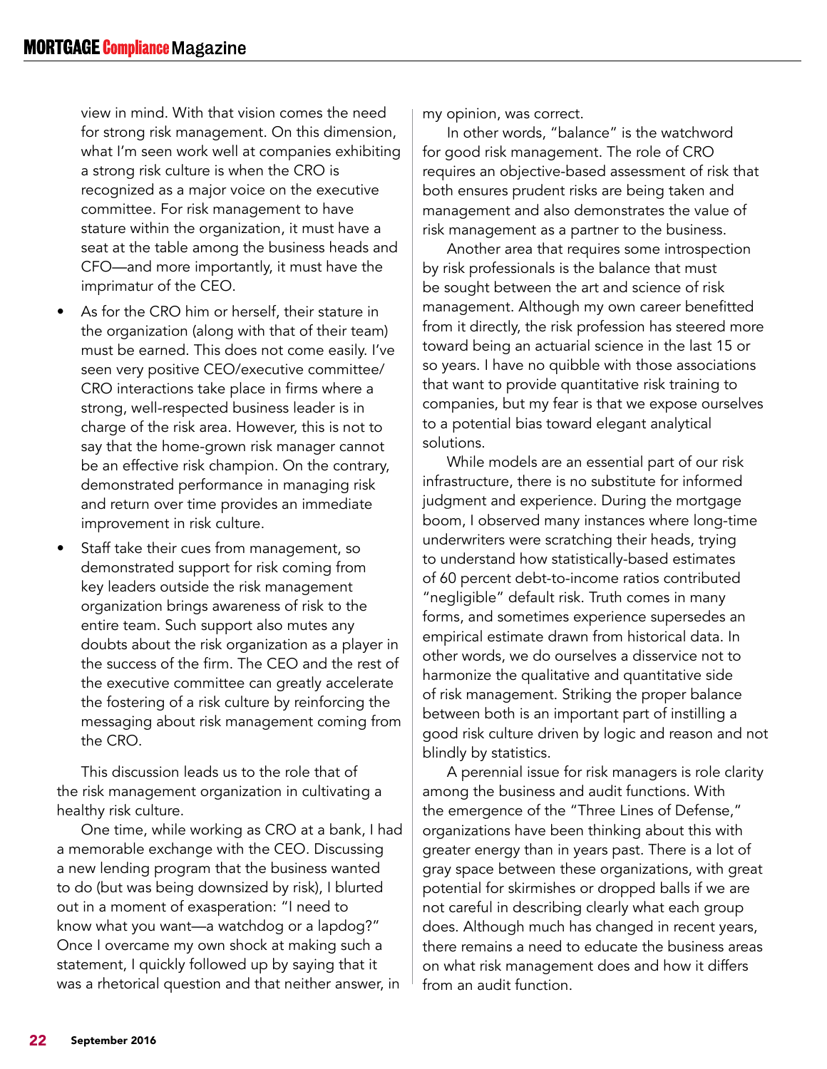view in mind. With that vision comes the need for strong risk management. On this dimension, what I'm seen work well at companies exhibiting a strong risk culture is when the CRO is recognized as a major voice on the executive committee. For risk management to have stature within the organization, it must have a seat at the table among the business heads and CFO—and more importantly, it must have the imprimatur of the CEO.

- As for the CRO him or herself, their stature in the organization (along with that of their team) must be earned. This does not come easily. I've seen very positive CEO/executive committee/CRO interactions take place in firms where a strong, well-respected business leader is in charge of the risk area. However, this is not to say that the home-grown risk manager cannot be an effective risk champion. On the contrary, demonstrated performance in managing risk and return over time provides an immediate improvement in risk culture.
- Staff take their cues from management, so demonstrated support for risk coming from key leaders outside the risk management organization brings awareness of risk to the entire team. Such support also mutes any doubts about the risk organization as a player in the success of the firm. The CEO and the rest of the executive committee can greatly accelerate the fostering of a risk culture by reinforcing the messaging about risk management coming from the CRO.

This discussion leads us to the role that of the risk management organization in cultivating a healthy risk culture.

One time, while working as CRO at a bank, I had a memorable exchange with the CEO. Discussing a new lending program that the business wanted to do (but was being downsized by risk), I blurted out in a moment of exasperation: "I need to know what you want—a watchdog or a lapdog?" Once I overcame my own shock at making such a statement, I quickly followed up by saying that it was a rhetorical question and that neither answer, in my opinion, was correct.

In other words, "balance" is the watchword for good risk management. The role of CRO requires an objective-based assessment of risk that both ensures prudent risks are being taken and management and also demonstrates the value of risk management as a partner to the business.

Another area that requires some introspection by risk professionals is the balance that must be sought between the art and science of risk management. Although my own career benefitted from it directly, the risk profession has steered more toward being an actuarial science in the last 15 or so years. I have no quibble with those associations that want to provide quantitative risk training to companies, but my fear is that we expose ourselves to a potential bias toward elegant analytical solutions.

While models are an essential part of our risk infrastructure, there is no substitute for informed judgment and experience. During the mortgage boom, I observed many instances where long-time underwriters were scratching their heads, trying to understand how statistically-based estimates of 60 percent debt-to-income ratios contributed "negligible" default risk. Truth comes in many forms, and sometimes experience supersedes an empirical estimate drawn from historical data. In other words, we do ourselves a disservice not to harmonize the qualitative and quantitative side of risk management. Striking the proper balance between both is an important part of instilling a good risk culture driven by logic and reason and not blindly by statistics.

A perennial issue for risk managers is role clarity among the business and audit functions. With the emergence of the "Three Lines of Defense," organizations have been thinking about this with greater energy than in years past. There is a lot of gray space between these organizations, with great potential for skirmishes or dropped balls if we are not careful in describing clearly what each group does. Although much has changed in recent years, there remains a need to educate the business areas on what risk management does and how it differs from an audit function.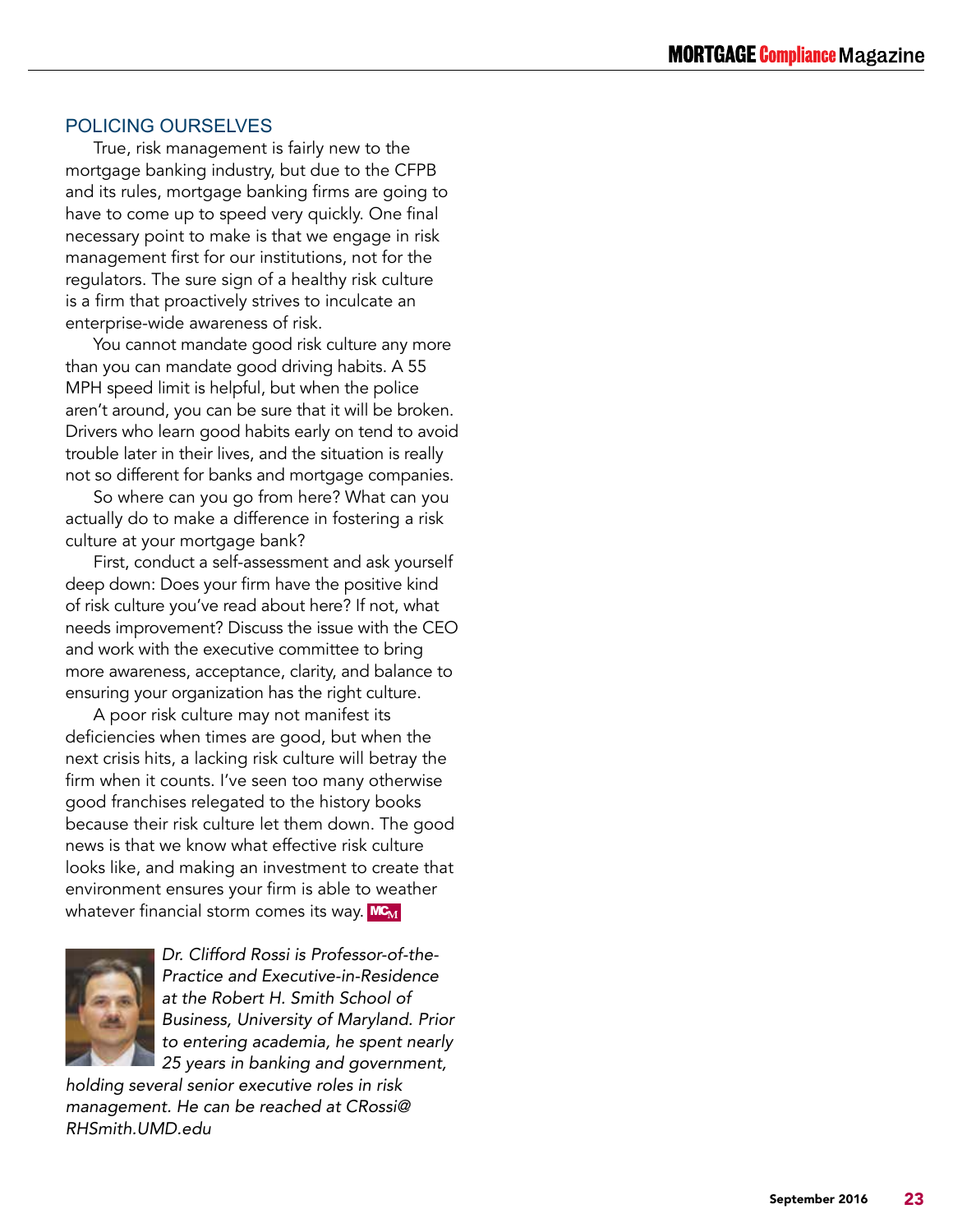## POLICING OURSELVES

True, risk management is fairly new to the mortgage banking industry, but due to the CFPB and its rules, mortgage banking firms are going to have to come up to speed very quickly. One final necessary point to make is that we engage in risk management first for our institutions, not for the regulators. The sure sign of a healthy risk culture is a firm that proactively strives to inculcate an enterprise-wide awareness of risk.

You cannot mandate good risk culture any more than you can mandate good driving habits. A 55 MPH speed limit is helpful, but when the police aren't around, you can be sure that it will be broken. Drivers who learn good habits early on tend to avoid trouble later in their lives, and the situation is really not so different for banks and mortgage companies.

So where can you go from here? What can you actually do to make a difference in fostering a risk culture at your mortgage bank?

First, conduct a self-assessment and ask yourself deep down: Does your firm have the positive kind of risk culture you've read about here? If not, what needs improvement? Discuss the issue with the CEO and work with the executive committee to bring more awareness, acceptance, clarity, and balance to ensuring your organization has the right culture.

A poor risk culture may not manifest its deficiencies when times are good, but when the next crisis hits, a lacking risk culture will betray the firm when it counts. I've seen too many otherwise good franchises relegated to the history books because their risk culture let them down. The good news is that we know what effective risk culture looks like, and making an investment to create that environment ensures your firm is able to weather whatever financial storm comes its way.

*Dr. Clifford Rossi is Professor-of-the-Practice and Executive-in-Residence at the Robert H. Smith School of Business, University of Maryland. Prior to entering academia, he spent nearly 25 years in banking and government, holding several senior executive roles in risk management. He can be reached at CRossi@RHSmith.UMD.edu*